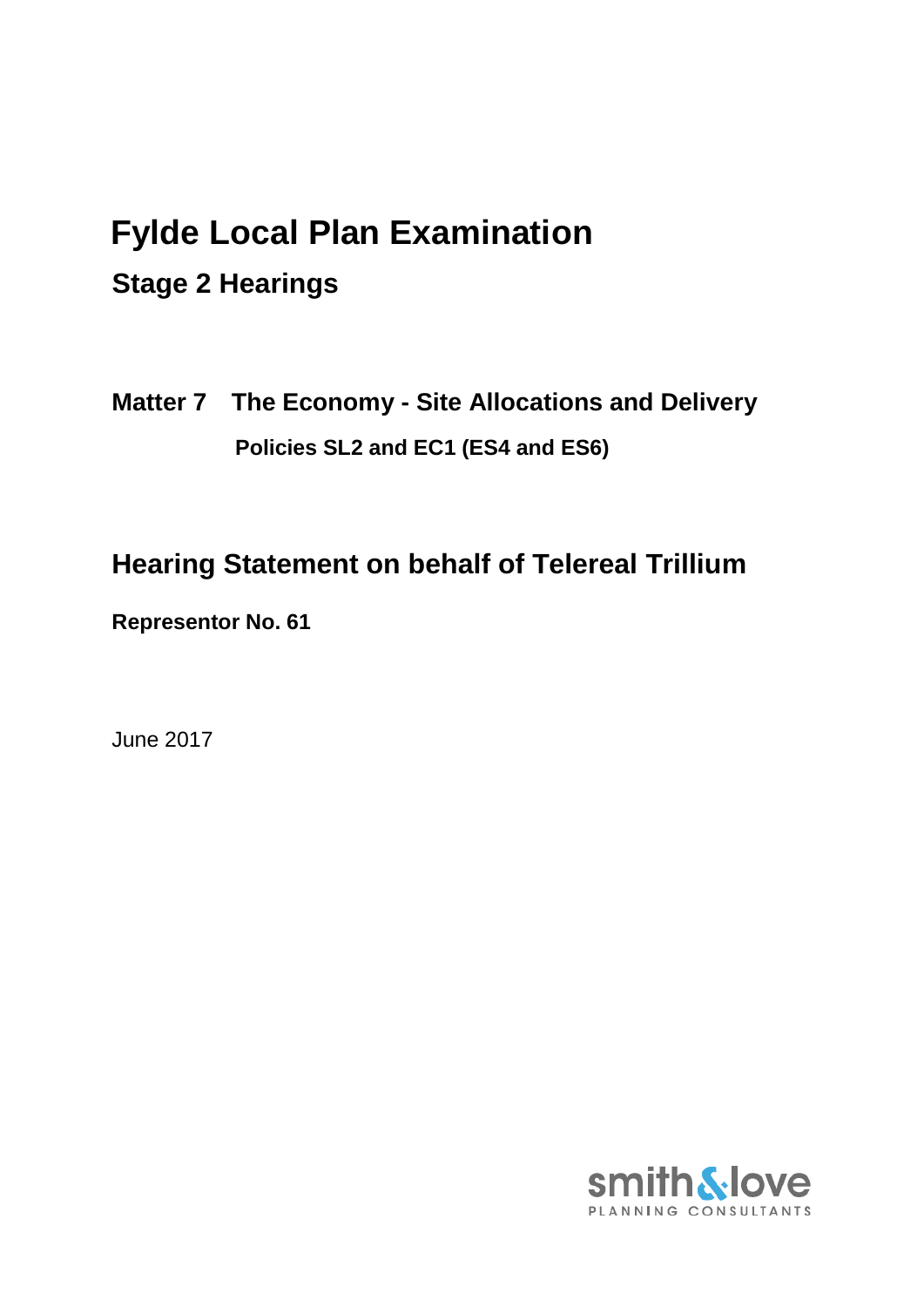# Fylde Local Plan Examination

## Stage 2 Hearings

### Matter 7 The Economy - Site Allocations and Delivery

**Policies SL2 and EC1 (ES4 and ES6)**

## Hearing Statement on behalf of Telereal Trillium

**Representor No. 61**

June 2017

smith&love
PLANNING CONSULTANTS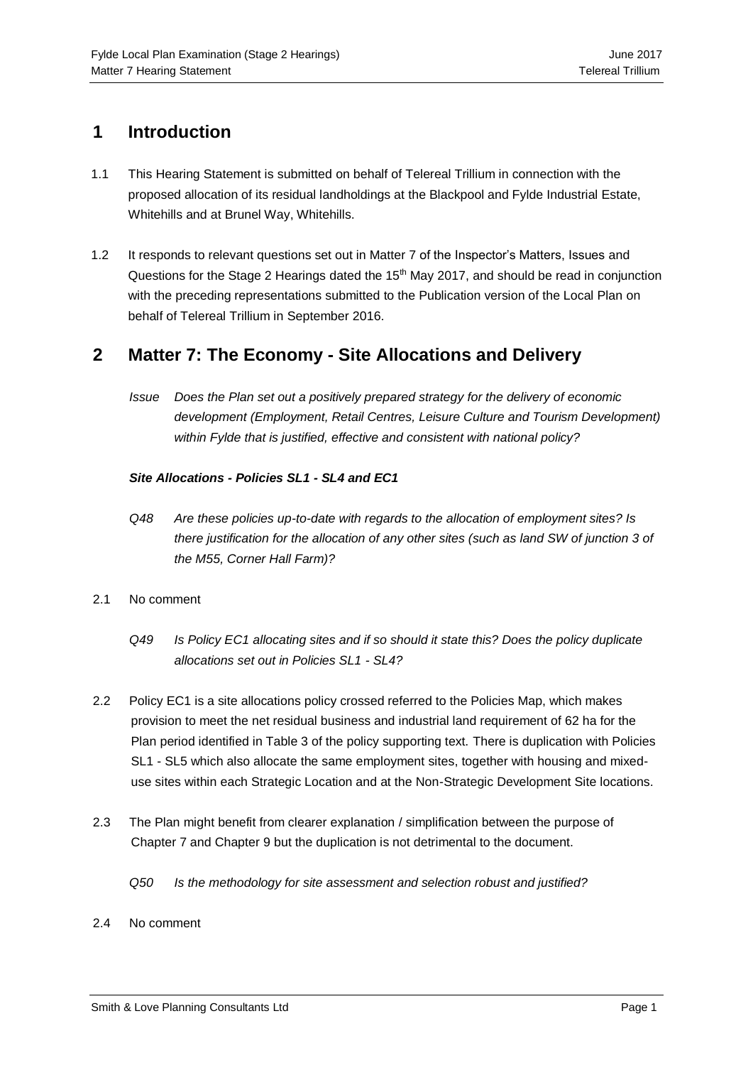# 1 Introduction

1.1 This Hearing Statement is submitted on behalf of Telereal Trillium in connection with the proposed allocation of its residual landholdings at the Blackpool and Fylde Industrial Estate, Whitehills and at Brunel Way, Whitehills.

1.2 It responds to relevant questions set out in Matter 7 of the Inspector's Matters, Issues and Questions for the Stage 2 Hearings dated the 15th May 2017, and should be read in conjunction with the preceding representations submitted to the Publication version of the Local Plan on behalf of Telereal Trillium in September 2016.

# 2 Matter 7: The Economy - Site Allocations and Delivery

*Issue Does the Plan set out a positively prepared strategy for the delivery of economic development (Employment, Retail Centres, Leisure Culture and Tourism Development) within Fylde that is justified, effective and consistent with national policy?*

***Site Allocations - Policies SL1 - SL4 and EC1***

*Q48 Are these policies up-to-date with regards to the allocation of employment sites? Is there justification for the allocation of any other sites (such as land SW of junction 3 of the M55, Corner Hall Farm)?*

2.1 No comment

*Q49 Is Policy EC1 allocating sites and if so should it state this? Does the policy duplicate allocations set out in Policies SL1 - SL4?*

2.2 Policy EC1 is a site allocations policy crossed referred to the Policies Map, which makes provision to meet the net residual business and industrial land requirement of 62 ha for the Plan period identified in Table 3 of the policy supporting text. There is duplication with Policies SL1 - SL5 which also allocate the same employment sites, together with housing and mixed-use sites within each Strategic Location and at the Non-Strategic Development Site locations.

2.3 The Plan might benefit from clearer explanation / simplification between the purpose of Chapter 7 and Chapter 9 but the duplication is not detrimental to the document.

*Q50 Is the methodology for site assessment and selection robust and justified?*

2.4 No comment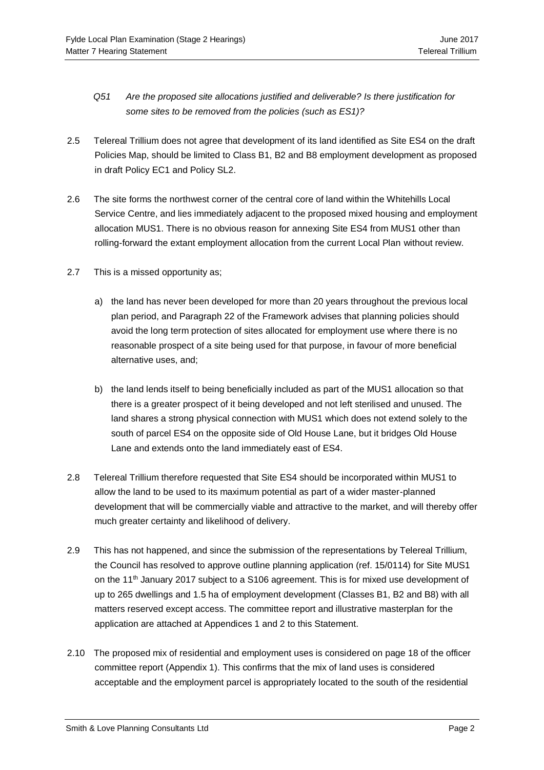*Q51 Are the proposed site allocations justified and deliverable? Is there justification for some sites to be removed from the policies (such as ES1)?*

2.5 Telereal Trillium does not agree that development of its land identified as Site ES4 on the draft Policies Map, should be limited to Class B1, B2 and B8 employment development as proposed in draft Policy EC1 and Policy SL2.

2.6 The site forms the northwest corner of the central core of land within the Whitehills Local Service Centre, and lies immediately adjacent to the proposed mixed housing and employment allocation MUS1. There is no obvious reason for annexing Site ES4 from MUS1 other than rolling-forward the extant employment allocation from the current Local Plan without review.

2.7 This is a missed opportunity as;

a) the land has never been developed for more than 20 years throughout the previous local plan period, and Paragraph 22 of the Framework advises that planning policies should avoid the long term protection of sites allocated for employment use where there is no reasonable prospect of a site being used for that purpose, in favour of more beneficial alternative uses, and;

b) the land lends itself to being beneficially included as part of the MUS1 allocation so that there is a greater prospect of it being developed and not left sterilised and unused. The land shares a strong physical connection with MUS1 which does not extend solely to the south of parcel ES4 on the opposite side of Old House Lane, but it bridges Old House Lane and extends onto the land immediately east of ES4.

2.8 Telereal Trillium therefore requested that Site ES4 should be incorporated within MUS1 to allow the land to be used to its maximum potential as part of a wider master-planned development that will be commercially viable and attractive to the market, and will thereby offer much greater certainty and likelihood of delivery.

2.9 This has not happened, and since the submission of the representations by Telereal Trillium, the Council has resolved to approve outline planning application (ref. 15/0114) for Site MUS1 on the 11th January 2017 subject to a S106 agreement. This is for mixed use development of up to 265 dwellings and 1.5 ha of employment development (Classes B1, B2 and B8) with all matters reserved except access. The committee report and illustrative masterplan for the application are attached at Appendices 1 and 2 to this Statement.

2.10 The proposed mix of residential and employment uses is considered on page 18 of the officer committee report (Appendix 1). This confirms that the mix of land uses is considered acceptable and the employment parcel is appropriately located to the south of the residential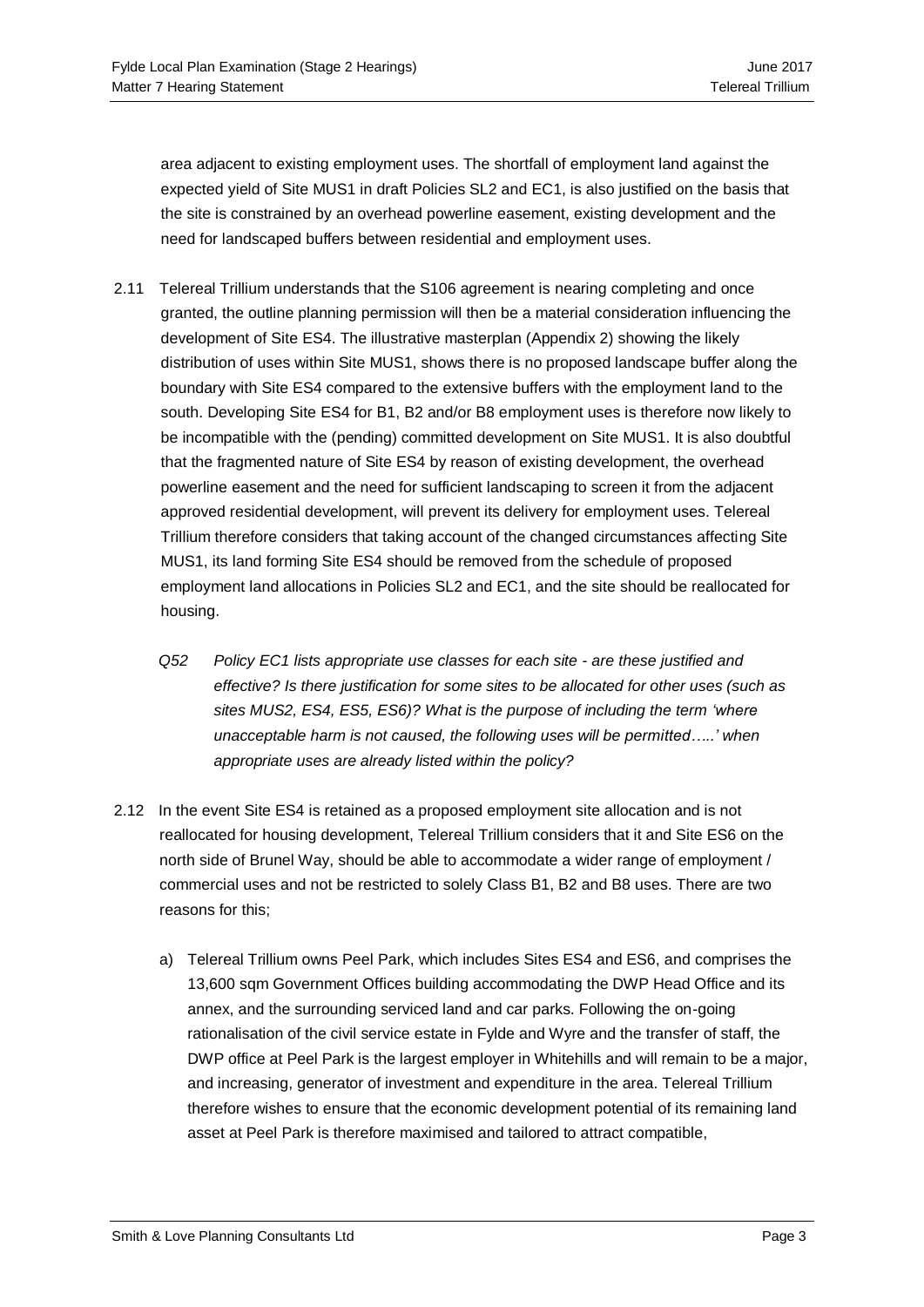area adjacent to existing employment uses. The shortfall of employment land against the expected yield of Site MUS1 in draft Policies SL2 and EC1, is also justified on the basis that the site is constrained by an overhead powerline easement, existing development and the need for landscaped buffers between residential and employment uses.

2.11 Telereal Trillium understands that the S106 agreement is nearing completing and once granted, the outline planning permission will then be a material consideration influencing the development of Site ES4. The illustrative masterplan (Appendix 2) showing the likely distribution of uses within Site MUS1, shows there is no proposed landscape buffer along the boundary with Site ES4 compared to the extensive buffers with the employment land to the south. Developing Site ES4 for B1, B2 and/or B8 employment uses is therefore now likely to be incompatible with the (pending) committed development on Site MUS1. It is also doubtful that the fragmented nature of Site ES4 by reason of existing development, the overhead powerline easement and the need for sufficient landscaping to screen it from the adjacent approved residential development, will prevent its delivery for employment uses. Telereal Trillium therefore considers that taking account of the changed circumstances affecting Site MUS1, its land forming Site ES4 should be removed from the schedule of proposed employment land allocations in Policies SL2 and EC1, and the site should be reallocated for housing.

*Q52 Policy EC1 lists appropriate use classes for each site - are these justified and effective? Is there justification for some sites to be allocated for other uses (such as sites MUS2, ES4, ES5, ES6)? What is the purpose of including the term 'where unacceptable harm is not caused, the following uses will be permitted…..' when appropriate uses are already listed within the policy?*

2.12 In the event Site ES4 is retained as a proposed employment site allocation and is not reallocated for housing development, Telereal Trillium considers that it and Site ES6 on the north side of Brunel Way, should be able to accommodate a wider range of employment / commercial uses and not be restricted to solely Class B1, B2 and B8 uses. There are two reasons for this;

a) Telereal Trillium owns Peel Park, which includes Sites ES4 and ES6, and comprises the 13,600 sqm Government Offices building accommodating the DWP Head Office and its annex, and the surrounding serviced land and car parks. Following the on-going rationalisation of the civil service estate in Fylde and Wyre and the transfer of staff, the DWP office at Peel Park is the largest employer in Whitehills and will remain to be a major, and increasing, generator of investment and expenditure in the area. Telereal Trillium therefore wishes to ensure that the economic development potential of its remaining land asset at Peel Park is therefore maximised and tailored to attract compatible,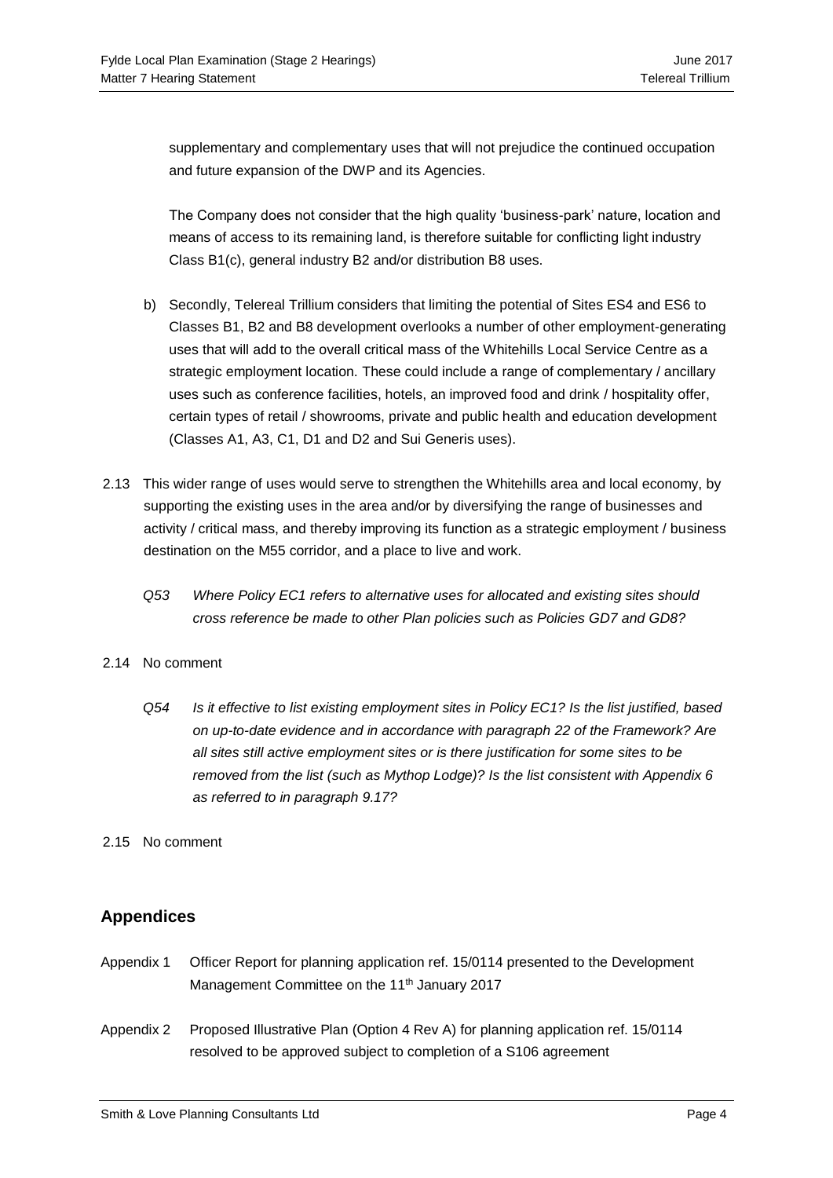supplementary and complementary uses that will not prejudice the continued occupation and future expansion of the DWP and its Agencies.

The Company does not consider that the high quality 'business-park' nature, location and means of access to its remaining land, is therefore suitable for conflicting light industry Class B1(c), general industry B2 and/or distribution B8 uses.

b) Secondly, Telereal Trillium considers that limiting the potential of Sites ES4 and ES6 to Classes B1, B2 and B8 development overlooks a number of other employment-generating uses that will add to the overall critical mass of the Whitehills Local Service Centre as a strategic employment location. These could include a range of complementary / ancillary uses such as conference facilities, hotels, an improved food and drink / hospitality offer, certain types of retail / showrooms, private and public health and education development (Classes A1, A3, C1, D1 and D2 and Sui Generis uses).

2.13 This wider range of uses would serve to strengthen the Whitehills area and local economy, by supporting the existing uses in the area and/or by diversifying the range of businesses and activity / critical mass, and thereby improving its function as a strategic employment / business destination on the M55 corridor, and a place to live and work.

*Q53 Where Policy EC1 refers to alternative uses for allocated and existing sites should cross reference be made to other Plan policies such as Policies GD7 and GD8?*

2.14 No comment

*Q54 Is it effective to list existing employment sites in Policy EC1? Is the list justified, based on up-to-date evidence and in accordance with paragraph 22 of the Framework? Are all sites still active employment sites or is there justification for some sites to be removed from the list (such as Mythop Lodge)? Is the list consistent with Appendix 6 as referred to in paragraph 9.17?*

2.15 No comment

## Appendices

Appendix 1 Officer Report for planning application ref. 15/0114 presented to the Development Management Committee on the 11th January 2017

Appendix 2 Proposed Illustrative Plan (Option 4 Rev A) for planning application ref. 15/0114 resolved to be approved subject to completion of a S106 agreement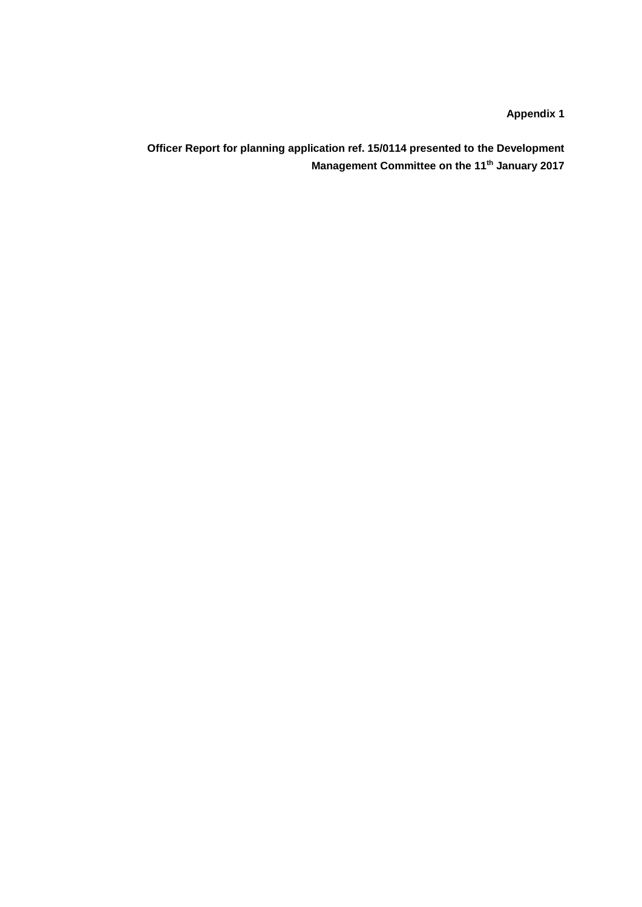**Appendix 1**

**Officer Report for planning application ref. 15/0114 presented to the Development Management Committee on the 11th January 2017**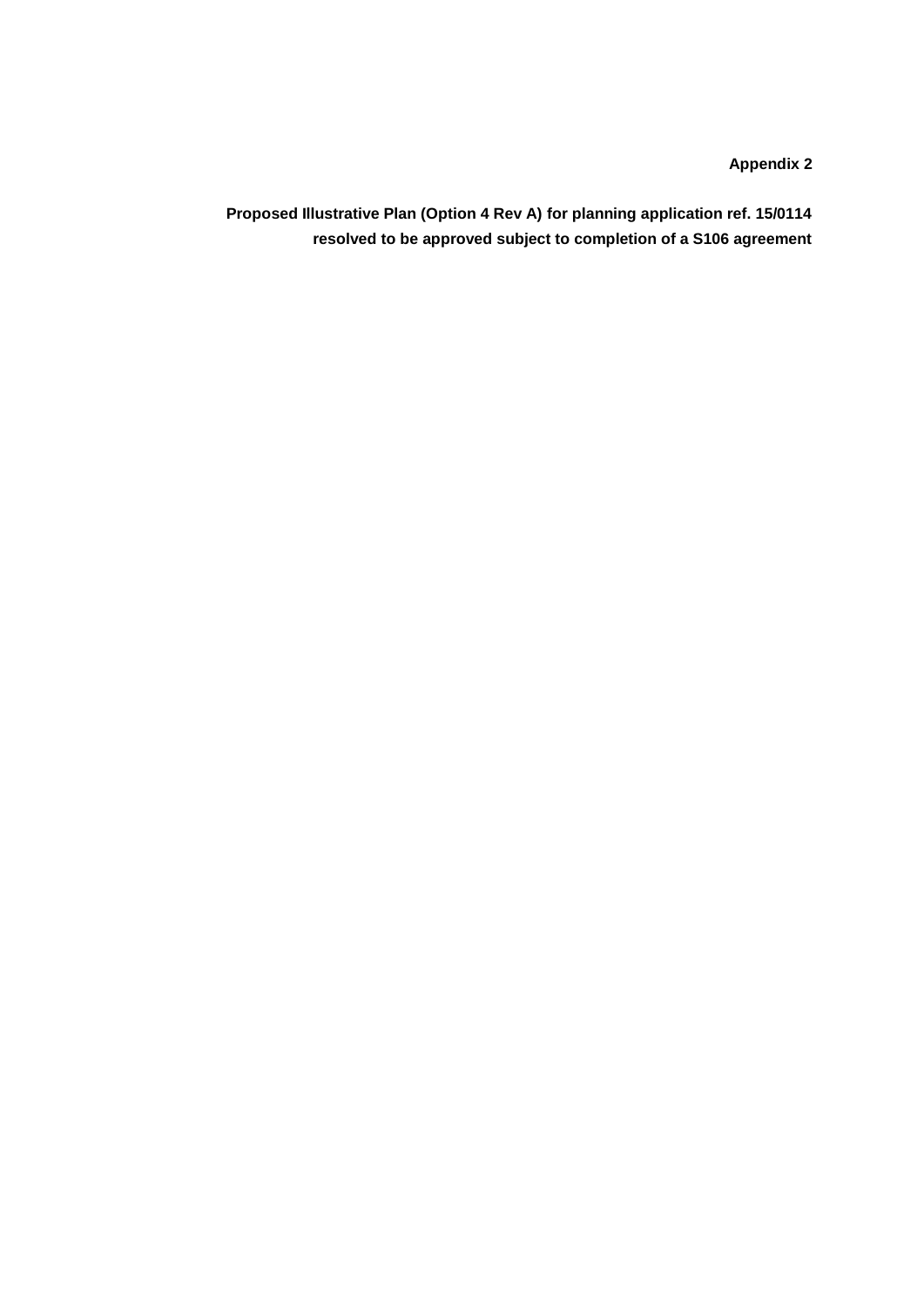**Appendix 2**

**Proposed Illustrative Plan (Option 4 Rev A) for planning application ref. 15/0114 resolved to be approved subject to completion of a S106 agreement**